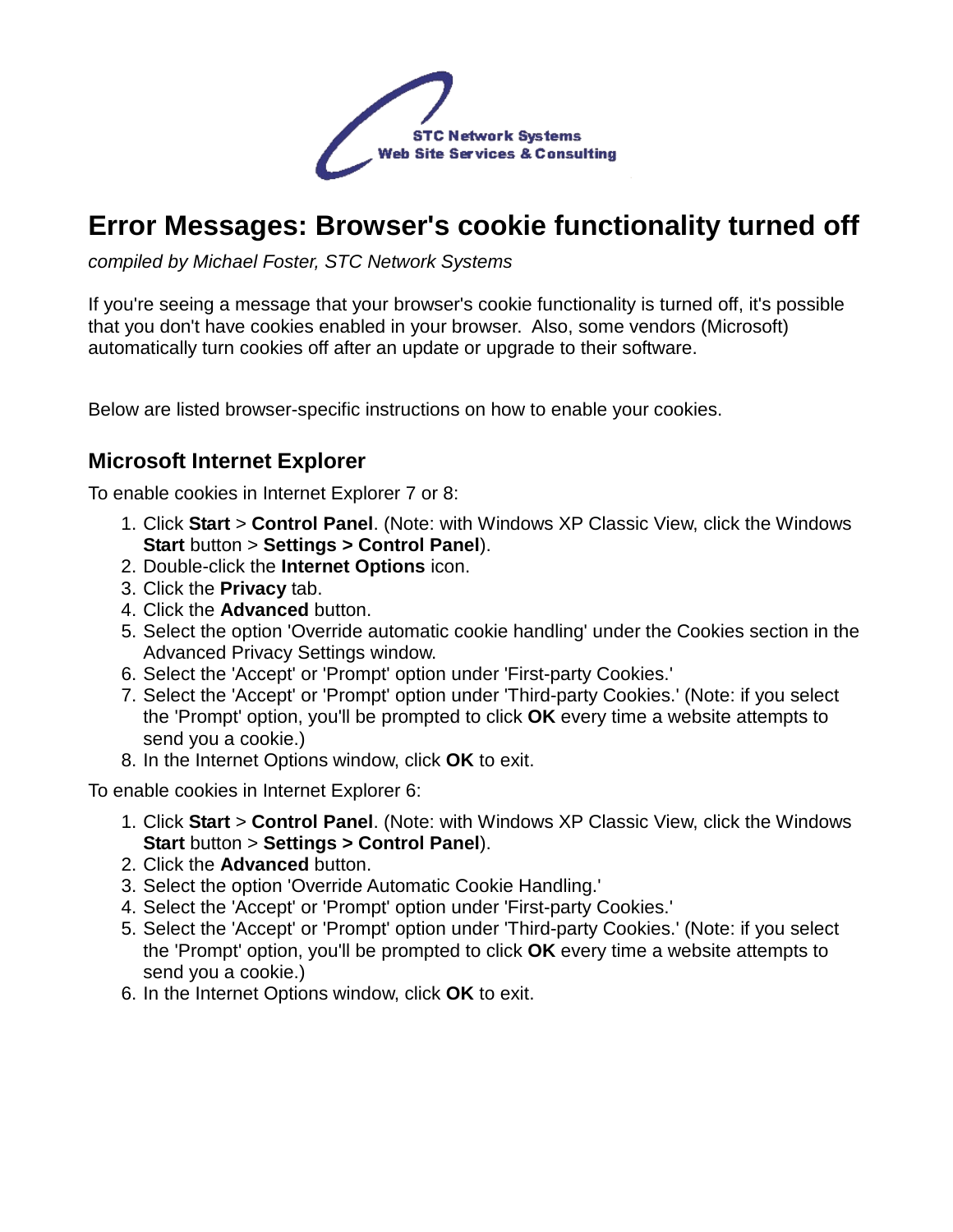STC Network Systems
Web Site Services & Consulting

# Error Messages: Browser's cookie functionality turned off

*compiled by Michael Foster, STC Network Systems*

If you're seeing a message that your browser's cookie functionality is turned off, it's possible that you don't have cookies enabled in your browser. Also, some vendors (Microsoft) automatically turn cookies off after an update or upgrade to their software.

Below are listed browser-specific instructions on how to enable your cookies.

## Microsoft Internet Explorer

To enable cookies in Internet Explorer 7 or 8:

1. Click **Start** > **Control Panel**. (Note: with Windows XP Classic View, click the Windows **Start** button > **Settings > Control Panel**).
2. Double-click the **Internet Options** icon.
3. Click the **Privacy** tab.
4. Click the **Advanced** button.
5. Select the option 'Override automatic cookie handling' under the Cookies section in the Advanced Privacy Settings window.
6. Select the 'Accept' or 'Prompt' option under 'First-party Cookies.'
7. Select the 'Accept' or 'Prompt' option under 'Third-party Cookies.' (Note: if you select the 'Prompt' option, you'll be prompted to click **OK** every time a website attempts to send you a cookie.)
8. In the Internet Options window, click **OK** to exit.

To enable cookies in Internet Explorer 6:

1. Click **Start** > **Control Panel**. (Note: with Windows XP Classic View, click the Windows **Start** button > **Settings > Control Panel**).
2. Click the **Advanced** button.
3. Select the option 'Override Automatic Cookie Handling.'
4. Select the 'Accept' or 'Prompt' option under 'First-party Cookies.'
5. Select the 'Accept' or 'Prompt' option under 'Third-party Cookies.' (Note: if you select the 'Prompt' option, you'll be prompted to click **OK** every time a website attempts to send you a cookie.)
6. In the Internet Options window, click **OK** to exit.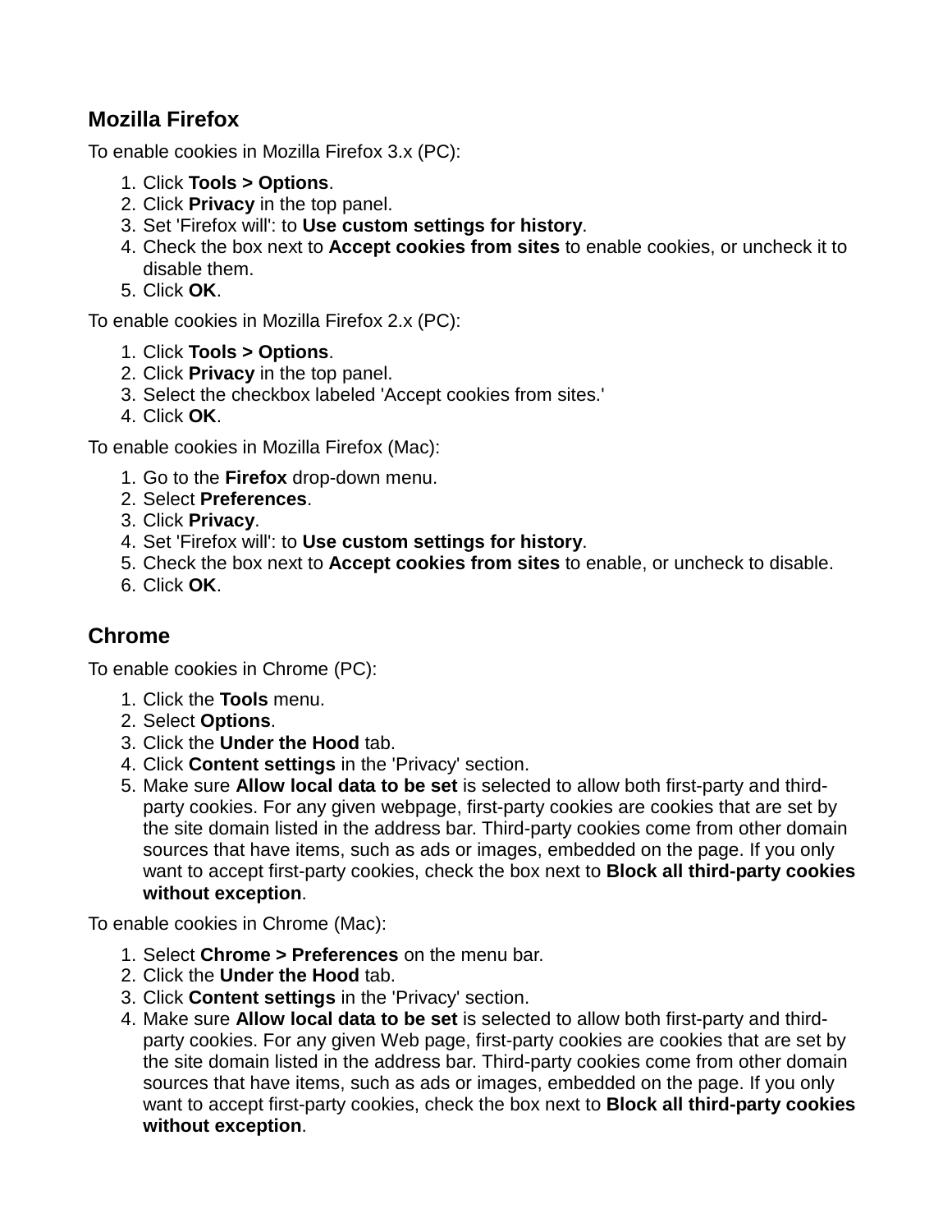## Mozilla Firefox

To enable cookies in Mozilla Firefox 3.x (PC):

1. Click **Tools > Options**.
2. Click **Privacy** in the top panel.
3. Set 'Firefox will': to **Use custom settings for history**.
4. Check the box next to **Accept cookies from sites** to enable cookies, or uncheck it to disable them.
5. Click **OK**.

To enable cookies in Mozilla Firefox 2.x (PC):

1. Click **Tools > Options**.
2. Click **Privacy** in the top panel.
3. Select the checkbox labeled 'Accept cookies from sites.'
4. Click **OK**.

To enable cookies in Mozilla Firefox (Mac):

1. Go to the **Firefox** drop-down menu.
2. Select **Preferences**.
3. Click **Privacy**.
4. Set 'Firefox will': to **Use custom settings for history**.
5. Check the box next to **Accept cookies from sites** to enable, or uncheck to disable.
6. Click **OK**.

## Chrome

To enable cookies in Chrome (PC):

1. Click the **Tools** menu.
2. Select **Options**.
3. Click the **Under the Hood** tab.
4. Click **Content settings** in the 'Privacy' section.
5. Make sure **Allow local data to be set** is selected to allow both first-party and third-party cookies. For any given webpage, first-party cookies are cookies that are set by the site domain listed in the address bar. Third-party cookies come from other domain sources that have items, such as ads or images, embedded on the page. If you only want to accept first-party cookies, check the box next to **Block all third-party cookies without exception**.

To enable cookies in Chrome (Mac):

1. Select **Chrome > Preferences** on the menu bar.
2. Click the **Under the Hood** tab.
3. Click **Content settings** in the 'Privacy' section.
4. Make sure **Allow local data to be set** is selected to allow both first-party and third-party cookies. For any given Web page, first-party cookies are cookies that are set by the site domain listed in the address bar. Third-party cookies come from other domain sources that have items, such as ads or images, embedded on the page. If you only want to accept first-party cookies, check the box next to **Block all third-party cookies without exception**.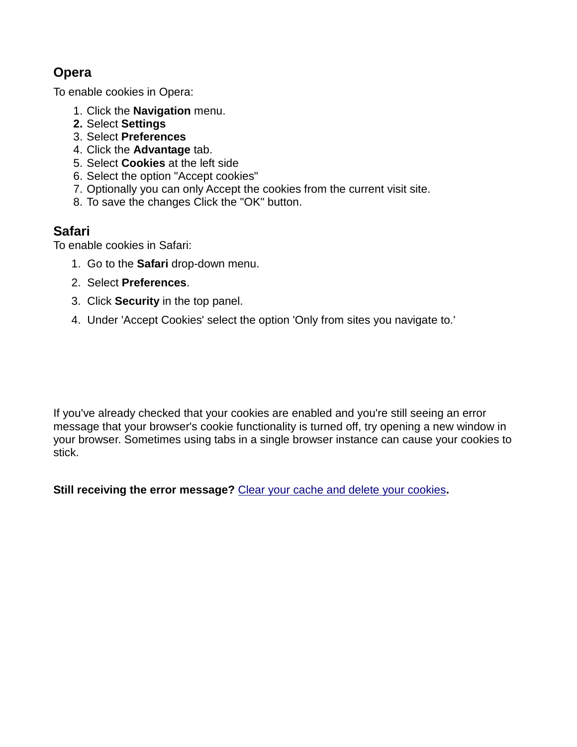## Opera

To enable cookies in Opera:

1. Click the **Navigation** menu.
2. Select **Settings**
3. Select **Preferences**
4. Click the **Advantage** tab.
5. Select **Cookies** at the left side
6. Select the option "Accept cookies"
7. Optionally you can only Accept the cookies from the current visit site.
8. To save the changes Click the "OK" button.

## Safari

To enable cookies in Safari:

1. Go to the **Safari** drop-down menu.
2. Select **Preferences**.
3. Click **Security** in the top panel.
4. Under 'Accept Cookies' select the option 'Only from sites you navigate to.'

If you've already checked that your cookies are enabled and you're still seeing an error message that your browser's cookie functionality is turned off, try opening a new window in your browser. Sometimes using tabs in a single browser instance can cause your cookies to stick.

**Still receiving the error message?** Clear your cache and delete your cookies**.**